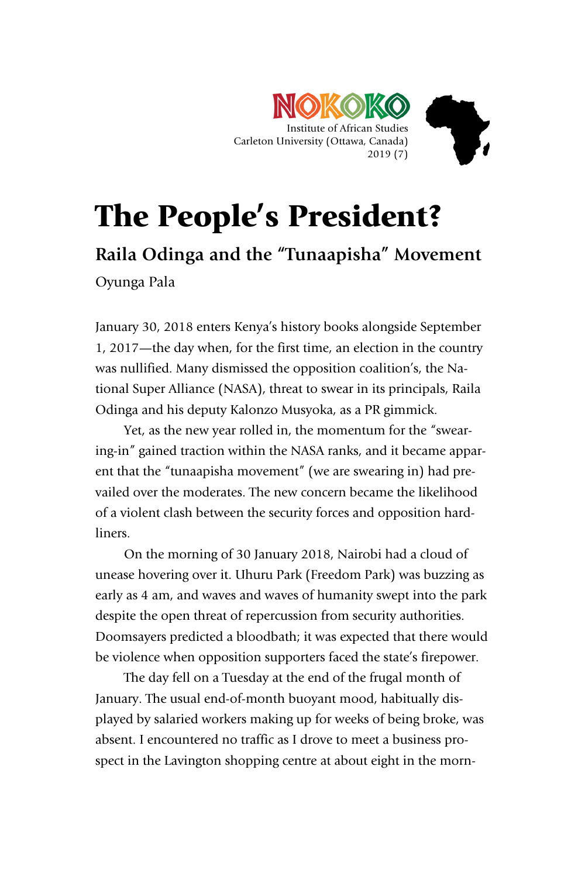NOKOKO
Institute of African Studies
Carleton University (Ottawa, Canada)
2019 (7)

# The People's President?

## Raila Odinga and the "Tunaapisha" Movement

Oyunga Pala

January 30, 2018 enters Kenya's history books alongside September 1, 2017—the day when, for the first time, an election in the country was nullified. Many dismissed the opposition coalition's, the National Super Alliance (NASA), threat to swear in its principals, Raila Odinga and his deputy Kalonzo Musyoka, as a PR gimmick.

Yet, as the new year rolled in, the momentum for the "swearing-in" gained traction within the NASA ranks, and it became apparent that the "tunaapisha movement" (we are swearing in) had prevailed over the moderates. The new concern became the likelihood of a violent clash between the security forces and opposition hardliners.

On the morning of 30 January 2018, Nairobi had a cloud of unease hovering over it. Uhuru Park (Freedom Park) was buzzing as early as 4 am, and waves and waves of humanity swept into the park despite the open threat of repercussion from security authorities. Doomsayers predicted a bloodbath; it was expected that there would be violence when opposition supporters faced the state's firepower.

The day fell on a Tuesday at the end of the frugal month of January. The usual end-of-month buoyant mood, habitually displayed by salaried workers making up for weeks of being broke, was absent. I encountered no traffic as I drove to meet a business prospect in the Lavington shopping centre at about eight in the morn-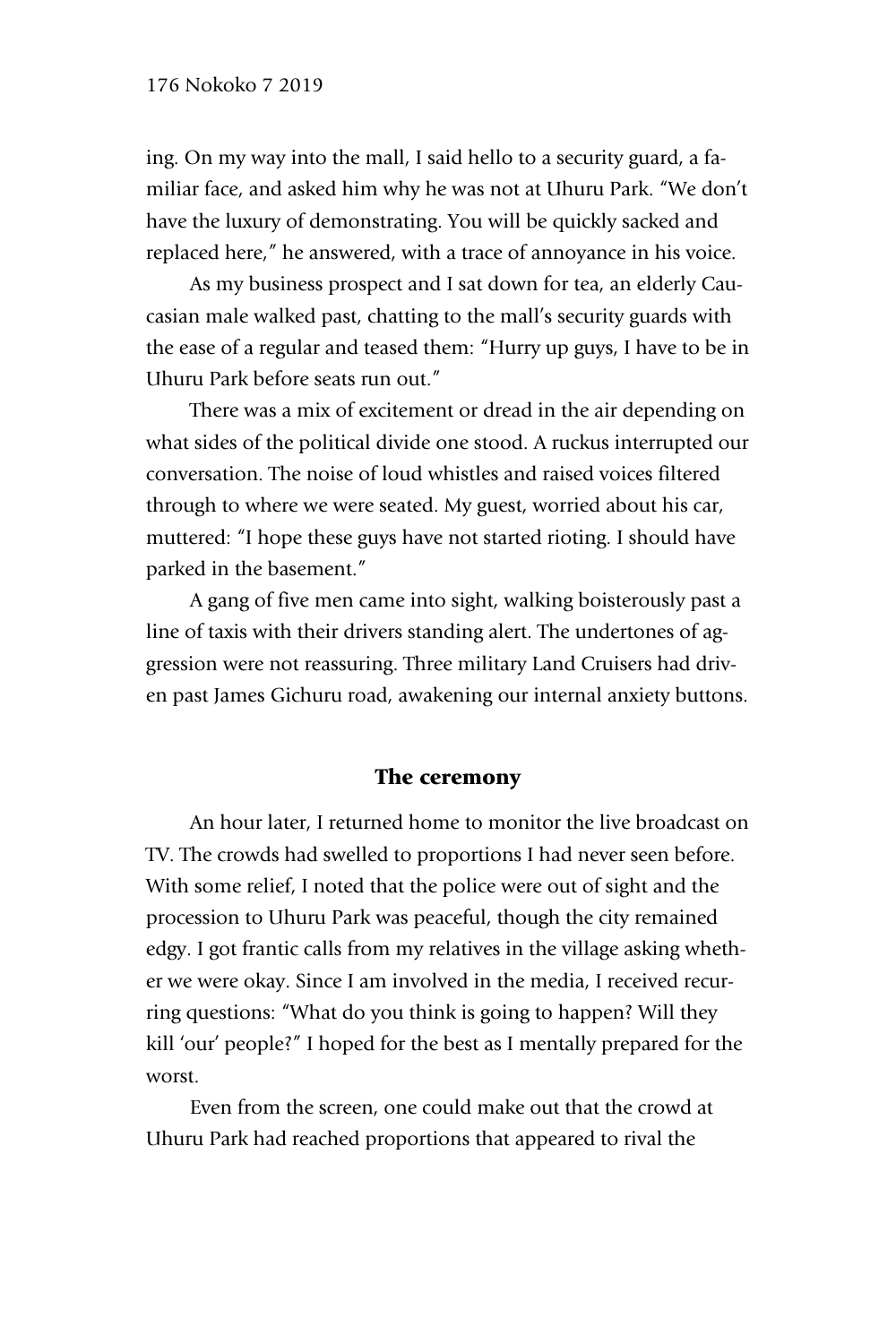ing. On my way into the mall, I said hello to a security guard, a familiar face, and asked him why he was not at Uhuru Park. "We don't have the luxury of demonstrating. You will be quickly sacked and replaced here," he answered, with a trace of annoyance in his voice.

As my business prospect and I sat down for tea, an elderly Caucasian male walked past, chatting to the mall's security guards with the ease of a regular and teased them: "Hurry up guys, I have to be in Uhuru Park before seats run out."

There was a mix of excitement or dread in the air depending on what sides of the political divide one stood. A ruckus interrupted our conversation. The noise of loud whistles and raised voices filtered through to where we were seated. My guest, worried about his car, muttered: "I hope these guys have not started rioting. I should have parked in the basement."

A gang of five men came into sight, walking boisterously past a line of taxis with their drivers standing alert. The undertones of aggression were not reassuring. Three military Land Cruisers had driven past James Gichuru road, awakening our internal anxiety buttons.

## The ceremony

An hour later, I returned home to monitor the live broadcast on TV. The crowds had swelled to proportions I had never seen before. With some relief, I noted that the police were out of sight and the procession to Uhuru Park was peaceful, though the city remained edgy. I got frantic calls from my relatives in the village asking whether we were okay. Since I am involved in the media, I received recurring questions: "What do you think is going to happen? Will they kill 'our' people?" I hoped for the best as I mentally prepared for the worst.

Even from the screen, one could make out that the crowd at Uhuru Park had reached proportions that appeared to rival the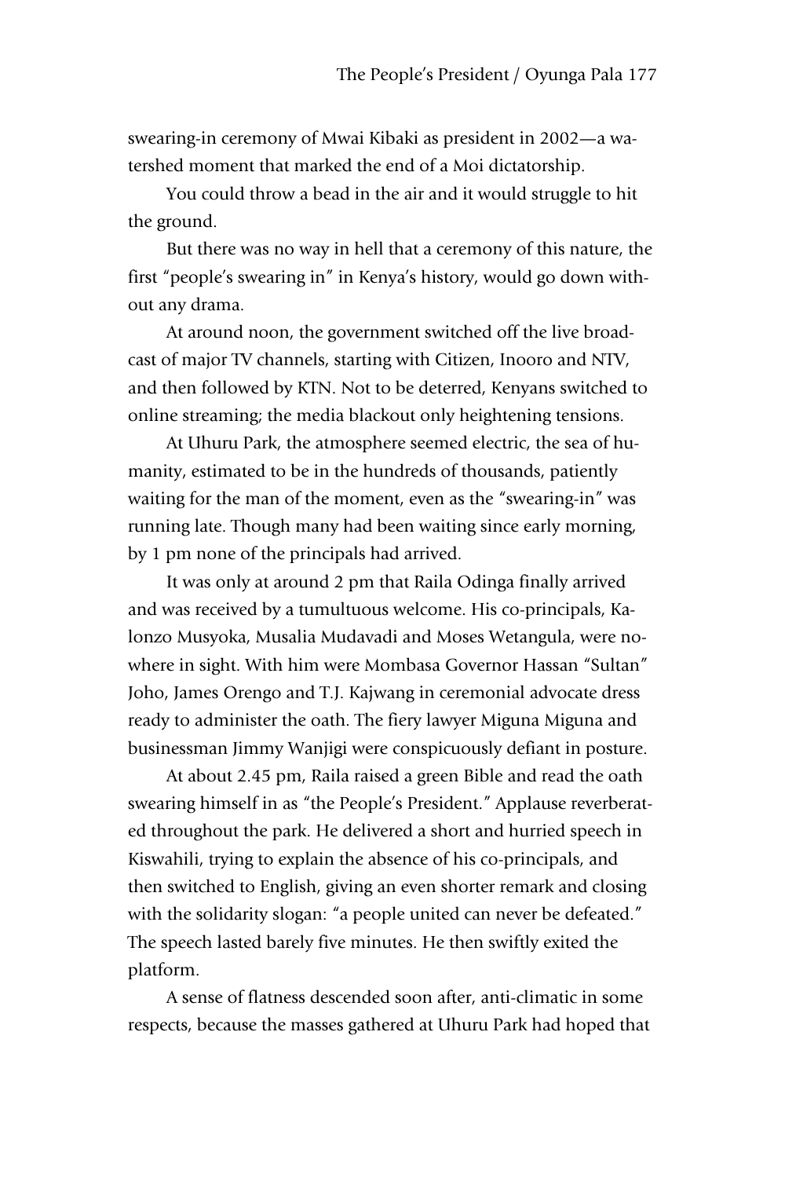swearing-in ceremony of Mwai Kibaki as president in 2002—a watershed moment that marked the end of a Moi dictatorship.

You could throw a bead in the air and it would struggle to hit the ground.

But there was no way in hell that a ceremony of this nature, the first "people's swearing in" in Kenya's history, would go down without any drama.

At around noon, the government switched off the live broadcast of major TV channels, starting with Citizen, Inooro and NTV, and then followed by KTN. Not to be deterred, Kenyans switched to online streaming; the media blackout only heightening tensions.

At Uhuru Park, the atmosphere seemed electric, the sea of humanity, estimated to be in the hundreds of thousands, patiently waiting for the man of the moment, even as the "swearing-in" was running late. Though many had been waiting since early morning, by 1 pm none of the principals had arrived.

It was only at around 2 pm that Raila Odinga finally arrived and was received by a tumultuous welcome. His co-principals, Kalonzo Musyoka, Musalia Mudavadi and Moses Wetangula, were nowhere in sight. With him were Mombasa Governor Hassan "Sultan" Joho, James Orengo and T.J. Kajwang in ceremonial advocate dress ready to administer the oath. The fiery lawyer Miguna Miguna and businessman Jimmy Wanjigi were conspicuously defiant in posture.

At about 2.45 pm, Raila raised a green Bible and read the oath swearing himself in as "the People's President." Applause reverberated throughout the park. He delivered a short and hurried speech in Kiswahili, trying to explain the absence of his co-principals, and then switched to English, giving an even shorter remark and closing with the solidarity slogan: "a people united can never be defeated." The speech lasted barely five minutes. He then swiftly exited the platform.

A sense of flatness descended soon after, anti-climatic in some respects, because the masses gathered at Uhuru Park had hoped that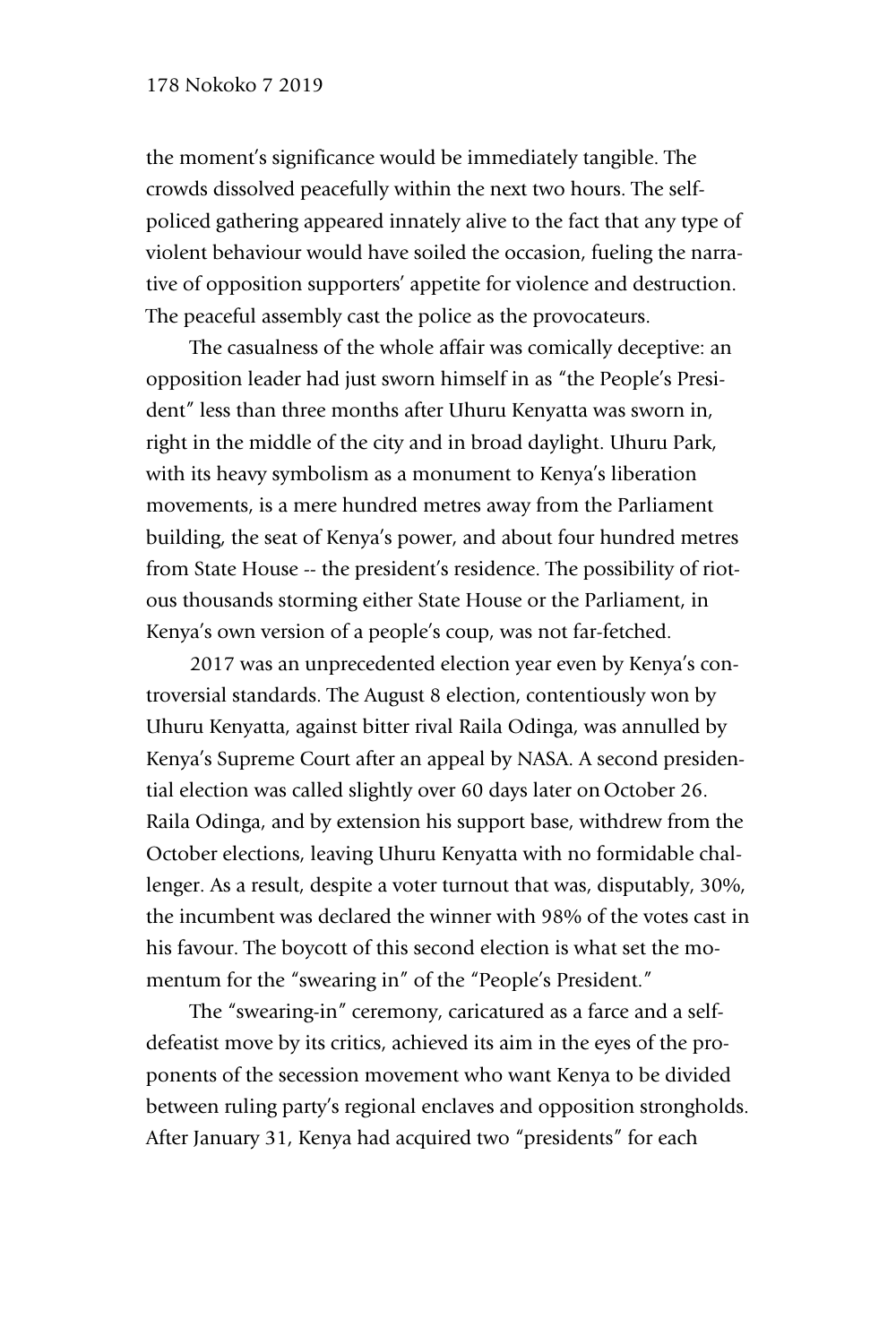the moment's significance would be immediately tangible. The crowds dissolved peacefully within the next two hours. The self-policed gathering appeared innately alive to the fact that any type of violent behaviour would have soiled the occasion, fueling the narrative of opposition supporters' appetite for violence and destruction. The peaceful assembly cast the police as the provocateurs.

The casualness of the whole affair was comically deceptive: an opposition leader had just sworn himself in as "the People's President" less than three months after Uhuru Kenyatta was sworn in, right in the middle of the city and in broad daylight. Uhuru Park, with its heavy symbolism as a monument to Kenya's liberation movements, is a mere hundred metres away from the Parliament building, the seat of Kenya's power, and about four hundred metres from State House -- the president's residence. The possibility of riotous thousands storming either State House or the Parliament, in Kenya's own version of a people's coup, was not far-fetched.

2017 was an unprecedented election year even by Kenya's controversial standards. The August 8 election, contentiously won by Uhuru Kenyatta, against bitter rival Raila Odinga, was annulled by Kenya's Supreme Court after an appeal by NASA. A second presidential election was called slightly over 60 days later on October 26. Raila Odinga, and by extension his support base, withdrew from the October elections, leaving Uhuru Kenyatta with no formidable challenger. As a result, despite a voter turnout that was, disputably, 30%, the incumbent was declared the winner with 98% of the votes cast in his favour. The boycott of this second election is what set the momentum for the "swearing in" of the "People's President."

The "swearing-in" ceremony, caricatured as a farce and a self-defeatist move by its critics, achieved its aim in the eyes of the proponents of the secession movement who want Kenya to be divided between ruling party's regional enclaves and opposition strongholds. After January 31, Kenya had acquired two "presidents" for each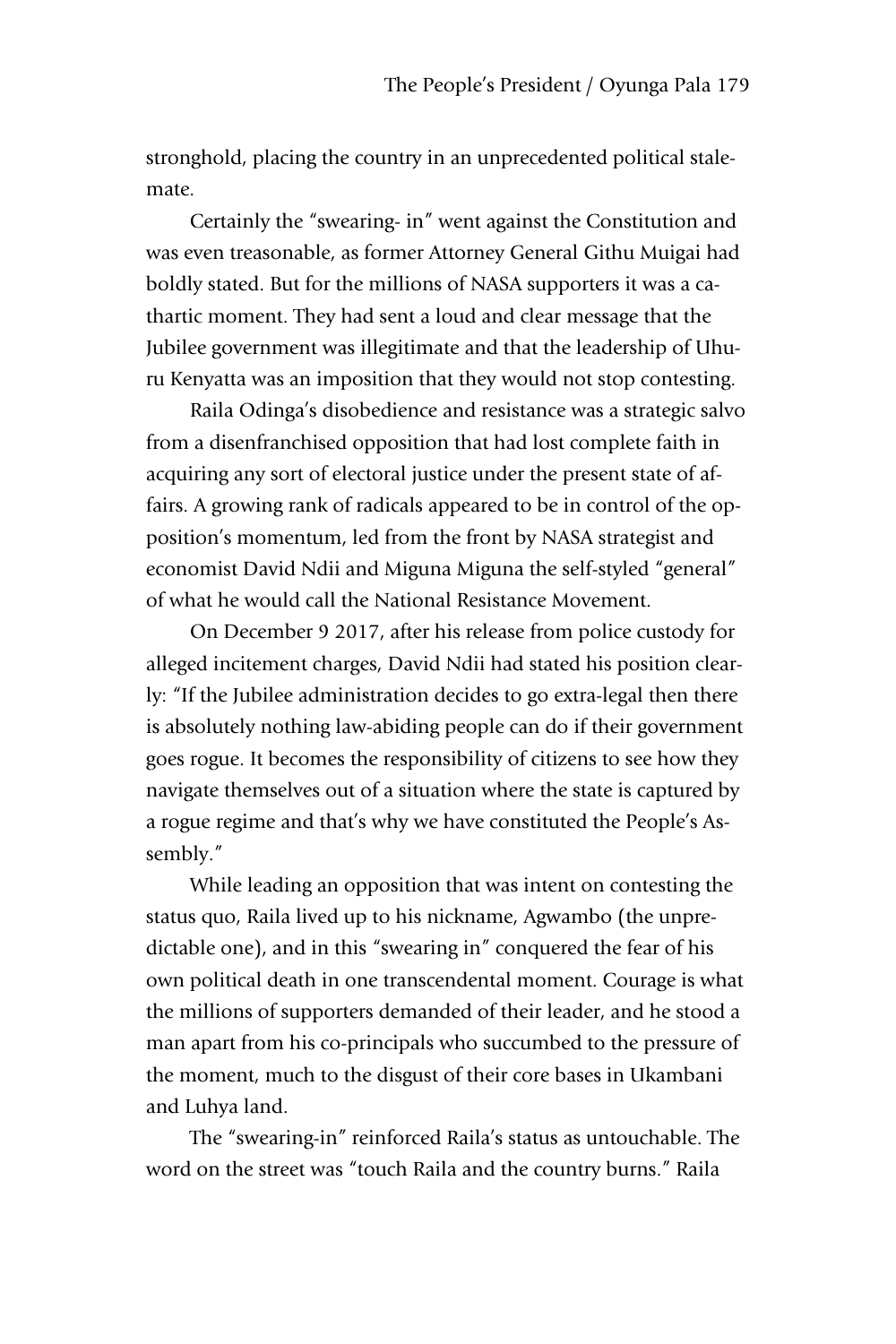stronghold, placing the country in an unprecedented political stalemate.

Certainly the "swearing- in" went against the Constitution and was even treasonable, as former Attorney General Githu Muigai had boldly stated. But for the millions of NASA supporters it was a cathartic moment. They had sent a loud and clear message that the Jubilee government was illegitimate and that the leadership of Uhuru Kenyatta was an imposition that they would not stop contesting.

Raila Odinga's disobedience and resistance was a strategic salvo from a disenfranchised opposition that had lost complete faith in acquiring any sort of electoral justice under the present state of affairs. A growing rank of radicals appeared to be in control of the opposition's momentum, led from the front by NASA strategist and economist David Ndii and Miguna Miguna the self-styled "general" of what he would call the National Resistance Movement.

On December 9 2017, after his release from police custody for alleged incitement charges, David Ndii had stated his position clearly: "If the Jubilee administration decides to go extra-legal then there is absolutely nothing law-abiding people can do if their government goes rogue. It becomes the responsibility of citizens to see how they navigate themselves out of a situation where the state is captured by a rogue regime and that's why we have constituted the People's Assembly."

While leading an opposition that was intent on contesting the status quo, Raila lived up to his nickname, Agwambo (the unpredictable one), and in this "swearing in" conquered the fear of his own political death in one transcendental moment. Courage is what the millions of supporters demanded of their leader, and he stood a man apart from his co-principals who succumbed to the pressure of the moment, much to the disgust of their core bases in Ukambani and Luhya land.

The "swearing-in" reinforced Raila's status as untouchable. The word on the street was "touch Raila and the country burns." Raila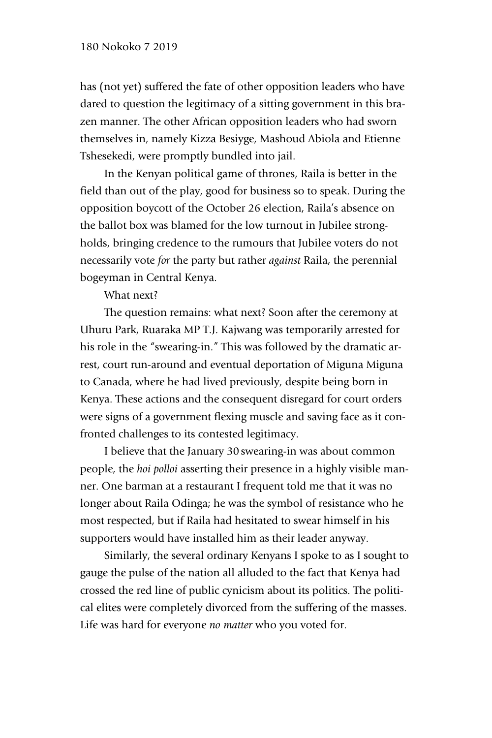has (not yet) suffered the fate of other opposition leaders who have dared to question the legitimacy of a sitting government in this brazen manner. The other African opposition leaders who had sworn themselves in, namely Kizza Besiyge, Mashoud Abiola and Etienne Tshesekedi, were promptly bundled into jail.

In the Kenyan political game of thrones, Raila is better in the field than out of the play, good for business so to speak. During the opposition boycott of the October 26 election, Raila's absence on the ballot box was blamed for the low turnout in Jubilee strongholds, bringing credence to the rumours that Jubilee voters do not necessarily vote *for* the party but rather *against* Raila, the perennial bogeyman in Central Kenya.

What next?

The question remains: what next? Soon after the ceremony at Uhuru Park, Ruaraka MP T.J. Kajwang was temporarily arrested for his role in the "swearing-in." This was followed by the dramatic arrest, court run-around and eventual deportation of Miguna Miguna to Canada, where he had lived previously, despite being born in Kenya. These actions and the consequent disregard for court orders were signs of a government flexing muscle and saving face as it confronted challenges to its contested legitimacy.

I believe that the January 30 swearing-in was about common people, the *hoi polloi* asserting their presence in a highly visible manner. One barman at a restaurant I frequent told me that it was no longer about Raila Odinga; he was the symbol of resistance who he most respected, but if Raila had hesitated to swear himself in his supporters would have installed him as their leader anyway.

Similarly, the several ordinary Kenyans I spoke to as I sought to gauge the pulse of the nation all alluded to the fact that Kenya had crossed the red line of public cynicism about its politics. The political elites were completely divorced from the suffering of the masses. Life was hard for everyone *no matter* who you voted for.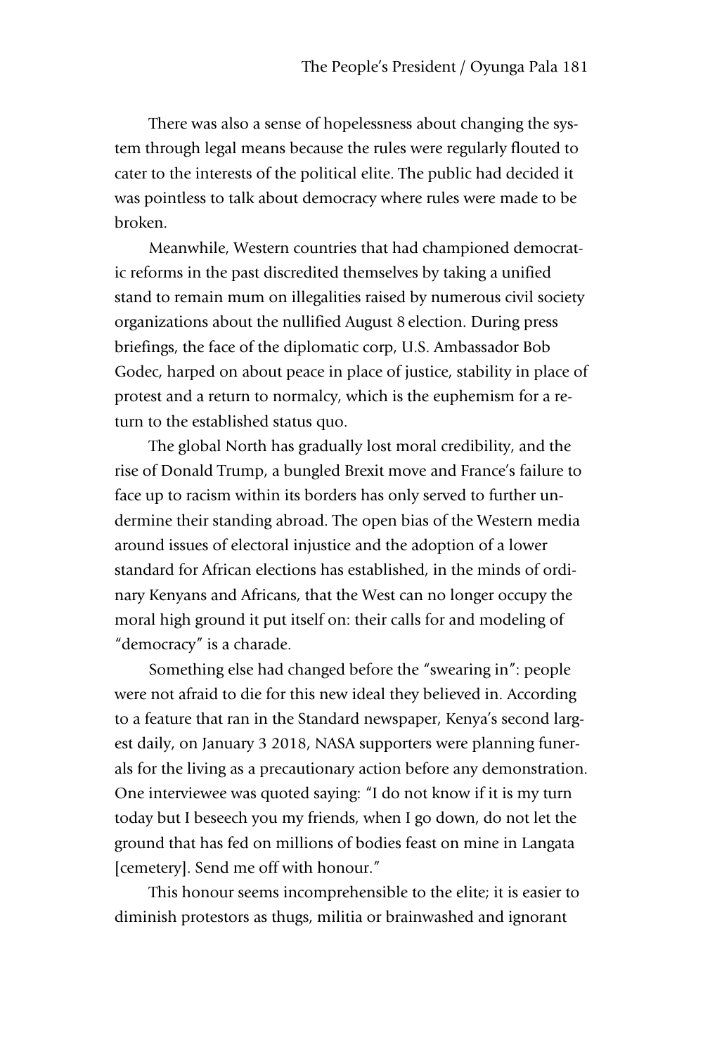There was also a sense of hopelessness about changing the system through legal means because the rules were regularly flouted to cater to the interests of the political elite. The public had decided it was pointless to talk about democracy where rules were made to be broken.

Meanwhile, Western countries that had championed democratic reforms in the past discredited themselves by taking a unified stand to remain mum on illegalities raised by numerous civil society organizations about the nullified August 8 election. During press briefings, the face of the diplomatic corp, U.S. Ambassador Bob Godec, harped on about peace in place of justice, stability in place of protest and a return to normalcy, which is the euphemism for a return to the established status quo.

The global North has gradually lost moral credibility, and the rise of Donald Trump, a bungled Brexit move and France's failure to face up to racism within its borders has only served to further undermine their standing abroad. The open bias of the Western media around issues of electoral injustice and the adoption of a lower standard for African elections has established, in the minds of ordinary Kenyans and Africans, that the West can no longer occupy the moral high ground it put itself on: their calls for and modeling of "democracy" is a charade.

Something else had changed before the "swearing in": people were not afraid to die for this new ideal they believed in. According to a feature that ran in the Standard newspaper, Kenya's second largest daily, on January 3 2018, NASA supporters were planning funerals for the living as a precautionary action before any demonstration. One interviewee was quoted saying: "I do not know if it is my turn today but I beseech you my friends, when I go down, do not let the ground that has fed on millions of bodies feast on mine in Langata [cemetery]. Send me off with honour."

This honour seems incomprehensible to the elite; it is easier to diminish protestors as thugs, militia or brainwashed and ignorant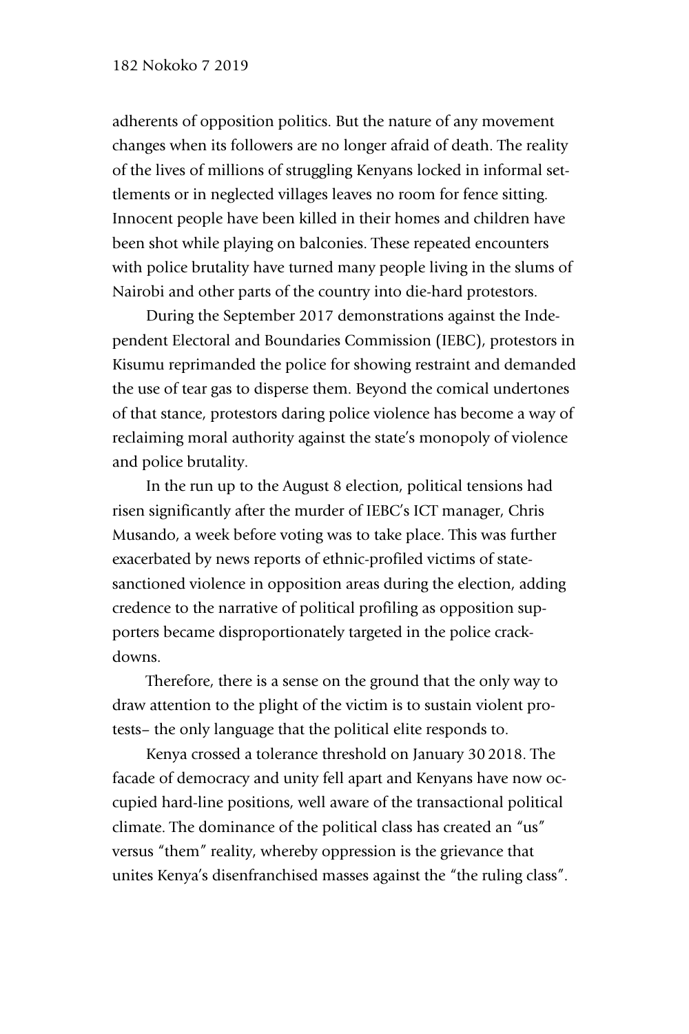adherents of opposition politics. But the nature of any movement changes when its followers are no longer afraid of death. The reality of the lives of millions of struggling Kenyans locked in informal settlements or in neglected villages leaves no room for fence sitting. Innocent people have been killed in their homes and children have been shot while playing on balconies. These repeated encounters with police brutality have turned many people living in the slums of Nairobi and other parts of the country into die-hard protestors.

During the September 2017 demonstrations against the Independent Electoral and Boundaries Commission (IEBC), protestors in Kisumu reprimanded the police for showing restraint and demanded the use of tear gas to disperse them. Beyond the comical undertones of that stance, protestors daring police violence has become a way of reclaiming moral authority against the state's monopoly of violence and police brutality.

In the run up to the August 8 election, political tensions had risen significantly after the murder of IEBC's ICT manager, Chris Musando, a week before voting was to take place. This was further exacerbated by news reports of ethnic-profiled victims of state-sanctioned violence in opposition areas during the election, adding credence to the narrative of political profiling as opposition supporters became disproportionately targeted in the police crackdowns.

Therefore, there is a sense on the ground that the only way to draw attention to the plight of the victim is to sustain violent protests– the only language that the political elite responds to.

Kenya crossed a tolerance threshold on January 30 2018. The facade of democracy and unity fell apart and Kenyans have now occupied hard-line positions, well aware of the transactional political climate. The dominance of the political class has created an "us" versus "them" reality, whereby oppression is the grievance that unites Kenya's disenfranchised masses against the "the ruling class".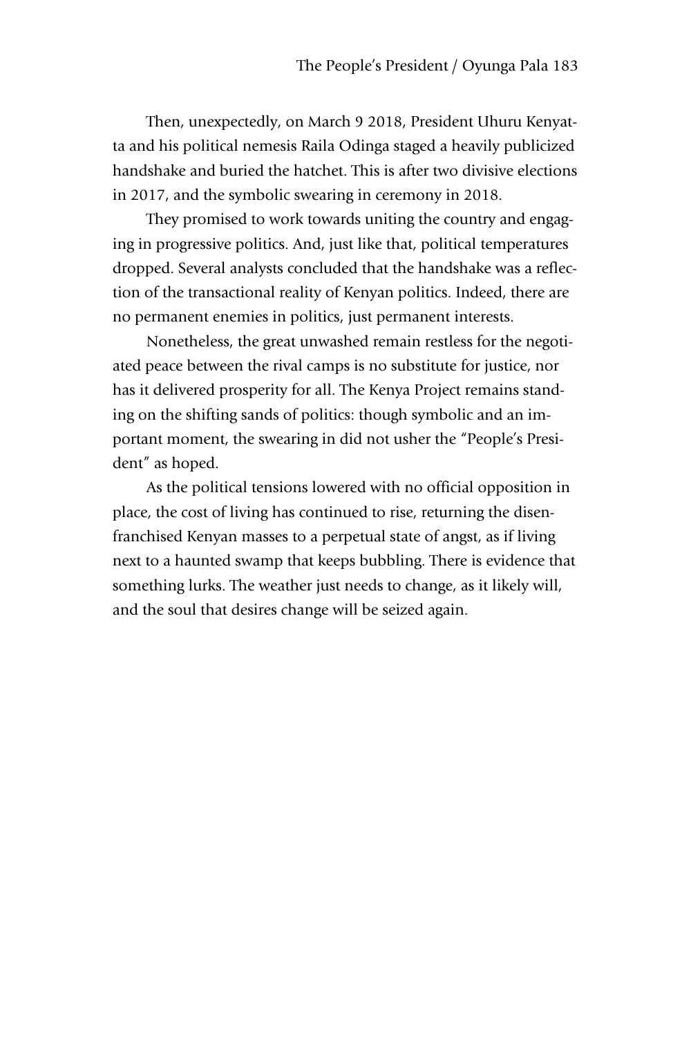Then, unexpectedly, on March 9 2018, President Uhuru Kenyatta and his political nemesis Raila Odinga staged a heavily publicized handshake and buried the hatchet. This is after two divisive elections in 2017, and the symbolic swearing in ceremony in 2018.

They promised to work towards uniting the country and engaging in progressive politics. And, just like that, political temperatures dropped. Several analysts concluded that the handshake was a reflection of the transactional reality of Kenyan politics. Indeed, there are no permanent enemies in politics, just permanent interests.

Nonetheless, the great unwashed remain restless for the negotiated peace between the rival camps is no substitute for justice, nor has it delivered prosperity for all. The Kenya Project remains standing on the shifting sands of politics: though symbolic and an important moment, the swearing in did not usher the "People's President" as hoped.

As the political tensions lowered with no official opposition in place, the cost of living has continued to rise, returning the disenfranchised Kenyan masses to a perpetual state of angst, as if living next to a haunted swamp that keeps bubbling. There is evidence that something lurks. The weather just needs to change, as it likely will, and the soul that desires change will be seized again.